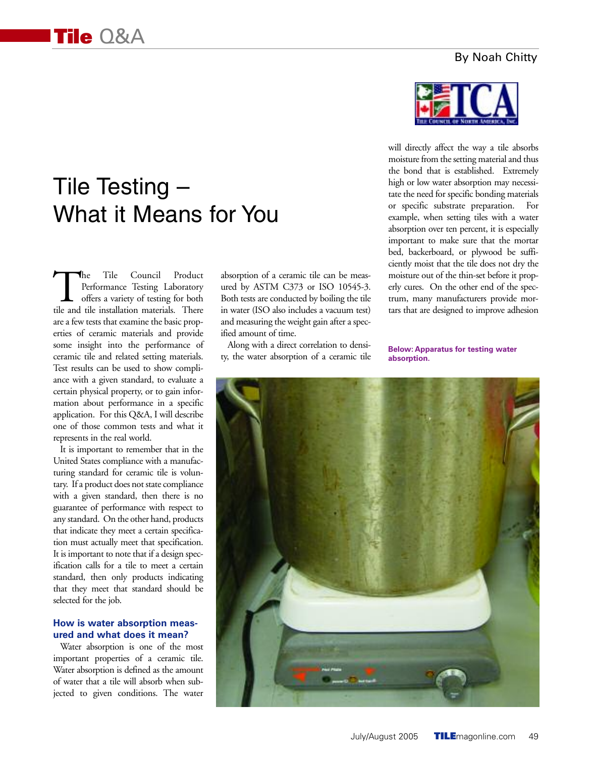# Tile Testing – What it Means for You

By Noah Chitty

The Tile Council Product Performance Testing Laboratory offers a variety of testing for both tile and tile installation materials. There are a few tests that examine the basic properties of ceramic materials and provide some insight into the performance of ceramic tile and related setting materials. Test results can be used to show compliance with a given standard, to evaluate a certain physical property, or to gain information about performance in a specific application. For this Q&A, I will describe one of those common tests and what it represents in the real world.

It is important to remember that in the United States compliance with a manufacturing standard for ceramic tile is voluntary. If a product does not state compliance with a given standard, then there is no guarantee of performance with respect to any standard. On the other hand, products that indicate they meet a certain specification must actually meet that specification. It is important to note that if a design specification calls for a tile to meet a certain standard, then only products indicating that they meet that standard should be selected for the job.

### How is water absorption measured and what does it mean?

Water absorption is one of the most important properties of a ceramic tile. Water absorption is defined as the amount of water that a tile will absorb when subjected to given conditions. The water absorption of a ceramic tile can be measured by ASTM C373 or ISO 10545-3. Both tests are conducted by boiling the tile in water (ISO also includes a vacuum test) and measuring the weight gain after a specified amount of time.

Along with a direct correlation to density, the water absorption of a ceramic tile will directly affect the way a tile absorbs moisture from the setting material and thus the bond that is established. Extremely high or low water absorption may necessitate the need for specific bonding materials or specific substrate preparation. For example, when setting tiles with a water absorption over ten percent, it is especially important to make sure that the mortar bed, backerboard, or plywood be sufficiently moist that the tile does not dry the moisture out of the thin-set before it properly cures. On the other end of the spectrum, many manufacturers provide mortars that are designed to improve adhesion

**Below: Apparatus for testing water absorption.**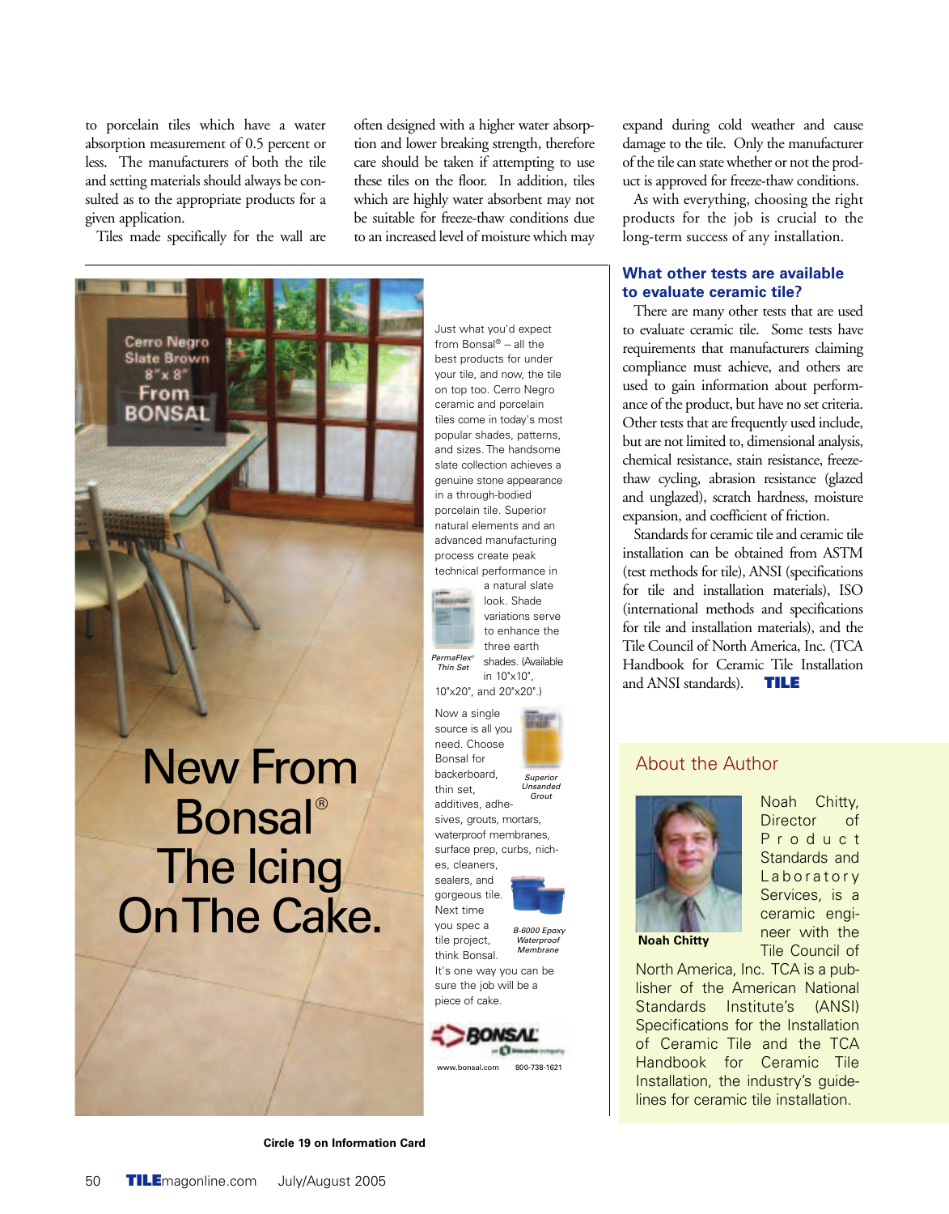to porcelain tiles which have a water absorption measurement of 0.5 percent or less. The manufacturers of both the tile and setting materials should always be consulted as to the appropriate products for a given application.

Tiles made specifically for the wall are often designed with a higher water absorption and lower breaking strength, therefore care should be taken if attempting to use these tiles on the floor. In addition, tiles which are highly water absorbent may not be suitable for freeze-thaw conditions due to an increased level of moisture which may expand during cold weather and cause damage to the tile. Only the manufacturer of the tile can state whether or not the product is approved for freeze-thaw conditions.

As with everything, choosing the right products for the job is crucial to the long-term success of any installation.

## What other tests are available to evaluate ceramic tile?

There are many other tests that are used to evaluate ceramic tile. Some tests have requirements that manufacturers claiming compliance must achieve, and others are used to gain information about performance of the product, but have no set criteria. Other tests that are frequently used include, but are not limited to, dimensional analysis, chemical resistance, stain resistance, freeze-thaw cycling, abrasion resistance (glazed and unglazed), scratch hardness, moisture expansion, and coefficient of friction.

Standards for ceramic tile and ceramic tile installation can be obtained from ASTM (test methods for tile), ANSI (specifications for tile and installation materials), ISO (international methods and specifications for tile and installation materials), and the Tile Council of North America, Inc. (TCA Handbook for Ceramic Tile Installation and ANSI standards). **TILE**

## About the Author

Noah Chitty

Noah Chitty, Director of Product Standards and Laboratory Services, is a ceramic engineer with the Tile Council of North America, Inc. TCA is a publisher of the American National Standards Institute's (ANSI) Specifications for the Installation of Ceramic Tile and the TCA Handbook for Ceramic Tile Installation, the industry's guidelines for ceramic tile installation.

Cerro Negro Slate Brown 8"x 8" From BONSAL

# New From Bonsal® The Icing On The Cake.

Just what you'd expect from Bonsal® – all the best products for under your tile, and now, the tile on top too. Cerro Negro ceramic and porcelain tiles come in today's most popular shades, patterns, and sizes. The handsome slate collection achieves a genuine stone appearance in a through-bodied porcelain tile. Superior natural elements and an advanced manufacturing process create peak technical performance in a natural slate look. Shade variations serve to enhance the three earth shades. (Available in 10"x10", 10"x20", and 20"x20".)

*PermaFlex® Thin Set*

Now a single source is all you need. Choose Bonsal for backerboard, thin set, additives, adhesives, grouts, mortars, waterproof membranes, surface prep, curbs, niches, cleaners, sealers, and gorgeous tile. Next time you spec a tile project, think Bonsal.

*Superior Unsanded Grout*

*B-6000 Epoxy Waterproof Membrane*

It's one way you can be sure the job will be a piece of cake.

BONSAL

www.bonsal.com 800-738-1621

**Circle 19 on Information Card**